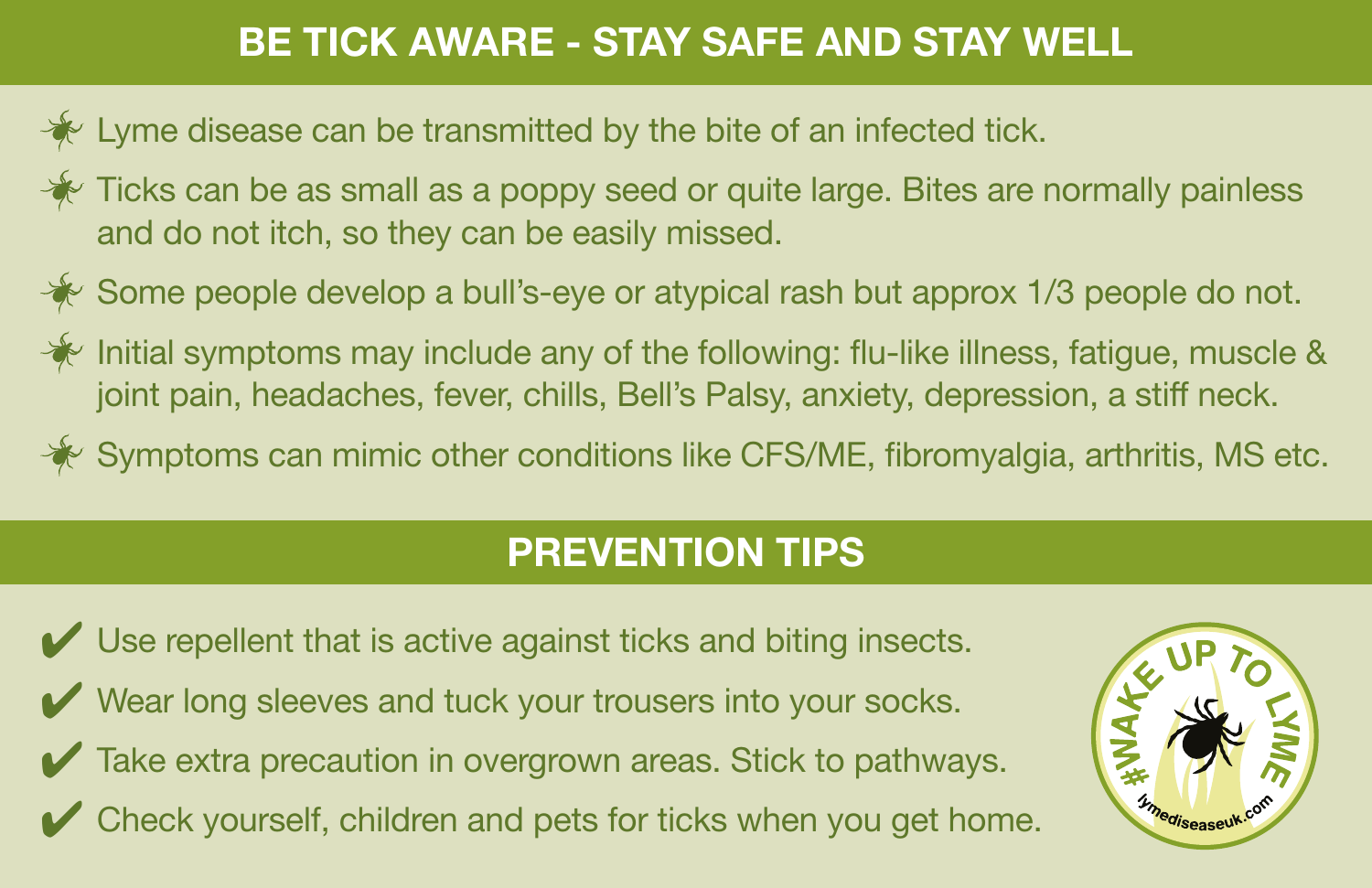## BE TICK AWARE - STAY SAFE AND STAY WELL

- Lyme disease can be transmitted by the bite of an infected tick.
- Ticks can be as small as a poppy seed or quite large. Bites are normally painless and do not itch, so they can be easily missed.
- Some people develop a bull's-eye or atypical rash but approx 1/3 people do not.
- Initial symptoms may include any of the following: flu-like illness, fatigue, muscle & joint pain, headaches, fever, chills, Bell's Palsy, anxiety, depression, a stiff neck.
- Symptoms can mimic other conditions like CFS/ME, fibromyalgia, arthritis, MS etc.

## PREVENTION TIPS

- ✔ Use repellent that is active against ticks and biting insects.
- ✔ Wear long sleeves and tuck your trousers into your socks.
- ✔ Take extra precaution in overgrown areas. Stick to pathways.
- ✔ Check yourself, children and pets for ticks when you get home.

#WAKE UP TO LYME

lymediseaseuk.com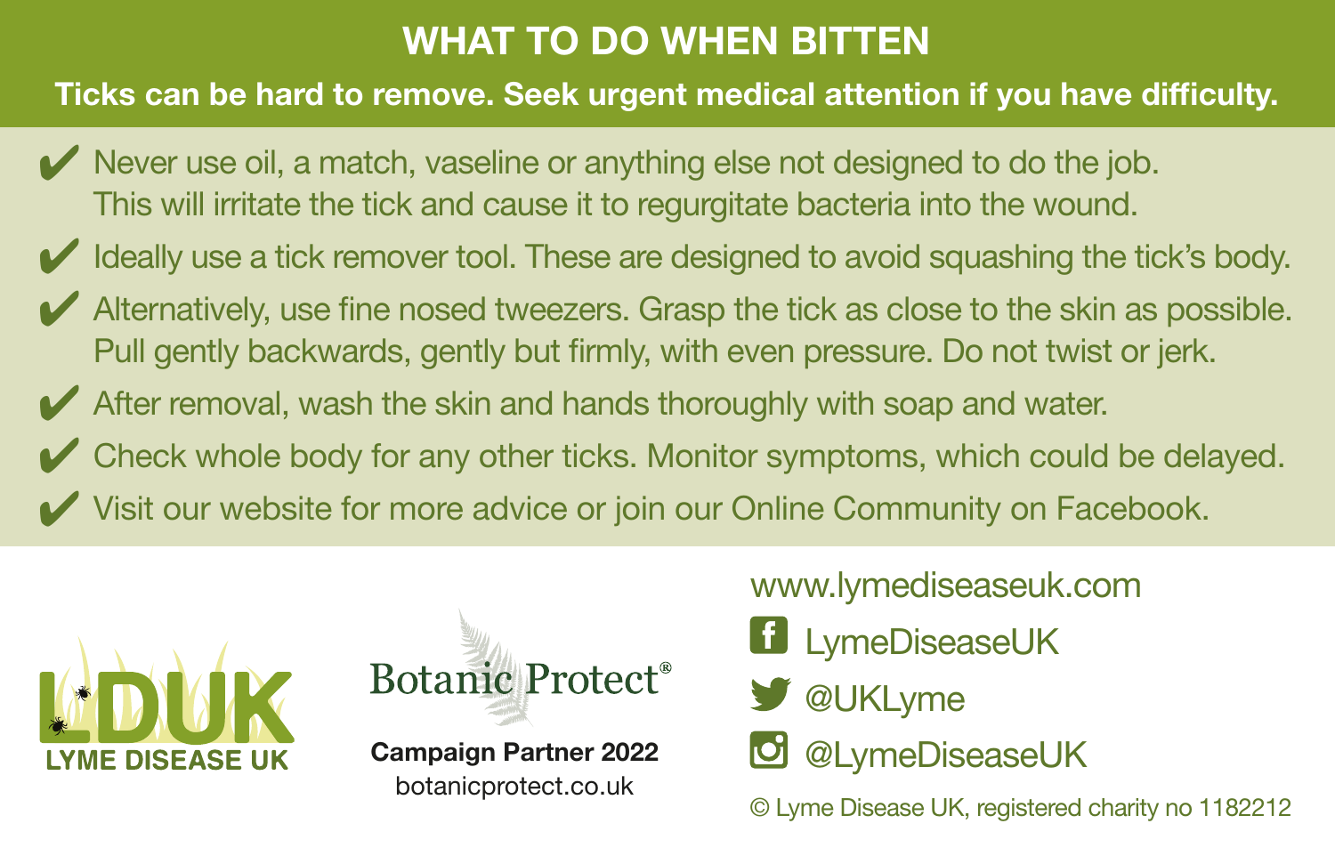# WHAT TO DO WHEN BITTEN

**Ticks can be hard to remove. Seek urgent medical attention if you have difficulty.**

- ✔ Never use oil, a match, vaseline or anything else not designed to do the job. This will irritate the tick and cause it to regurgitate bacteria into the wound.
- ✔ Ideally use a tick remover tool. These are designed to avoid squashing the tick's body.
- ✔ Alternatively, use fine nosed tweezers. Grasp the tick as close to the skin as possible. Pull gently backwards, gently but firmly, with even pressure. Do not twist or jerk.
- ✔ After removal, wash the skin and hands thoroughly with soap and water.
- ✔ Check whole body for any other ticks. Monitor symptoms, which could be delayed.
- ✔ Visit our website for more advice or join our Online Community on Facebook.

LDUK
LYME DISEASE UK

Botanic Protect®

**Campaign Partner 2022**
botanicprotect.co.uk

www.lymediseaseuk.com

LymeDiseaseUK

@UKLyme

@LymeDiseaseUK

© Lyme Disease UK, registered charity no 1182212